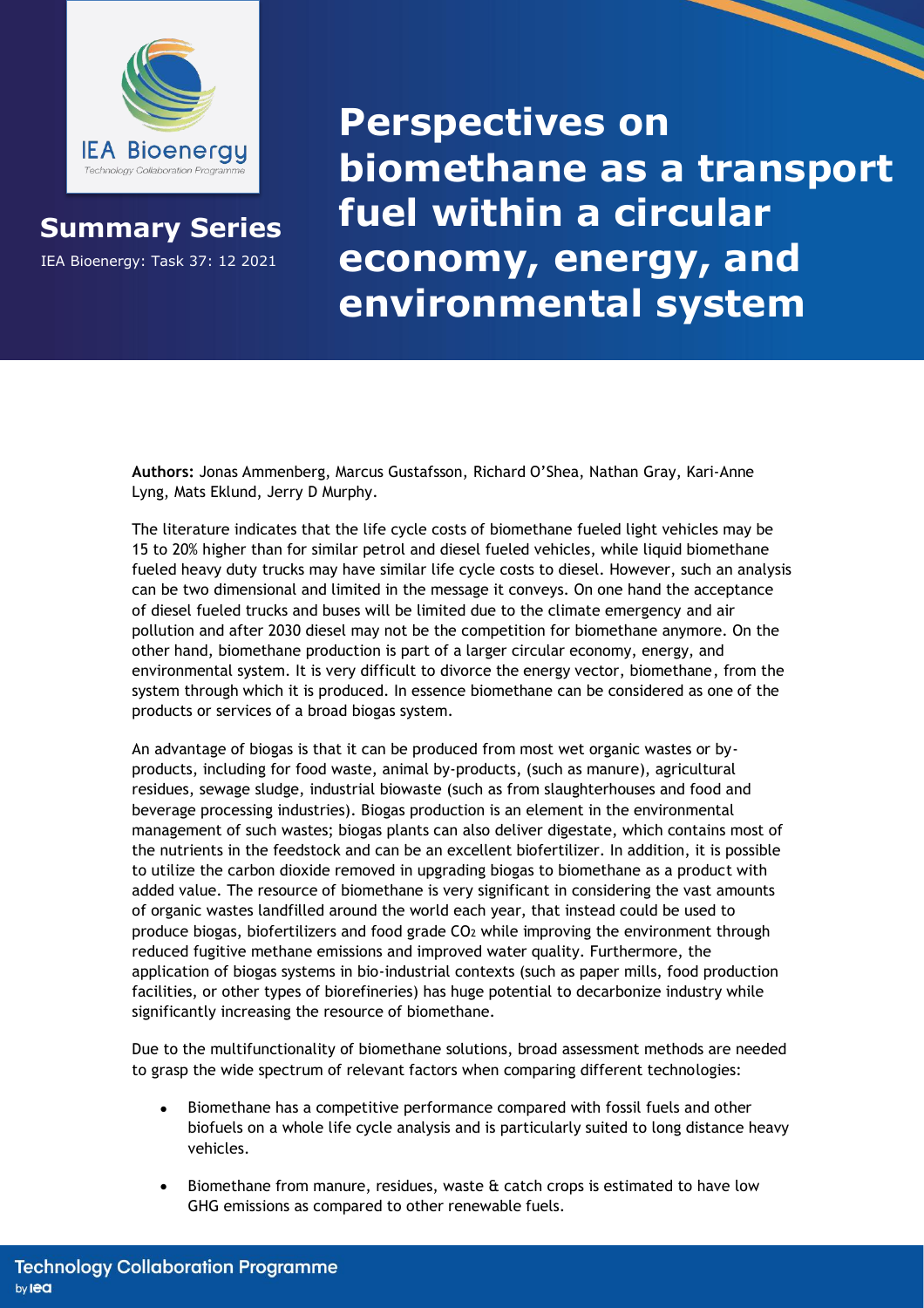**Summary Series**

IEA Bioenergy: Task 37: 12 2021

# Perspectives on biomethane as a transport fuel within a circular economy, energy, and environmental system

**Authors:** Jonas Ammenberg, Marcus Gustafsson, Richard O'Shea, Nathan Gray, Kari-Anne Lyng, Mats Eklund, Jerry D Murphy.

The literature indicates that the life cycle costs of biomethane fueled light vehicles may be 15 to 20% higher than for similar petrol and diesel fueled vehicles, while liquid biomethane fueled heavy duty trucks may have similar life cycle costs to diesel. However, such an analysis can be two dimensional and limited in the message it conveys. On one hand the acceptance of diesel fueled trucks and buses will be limited due to the climate emergency and air pollution and after 2030 diesel may not be the competition for biomethane anymore. On the other hand, biomethane production is part of a larger circular economy, energy, and environmental system. It is very difficult to divorce the energy vector, biomethane, from the system through which it is produced. In essence biomethane can be considered as one of the products or services of a broad biogas system.

An advantage of biogas is that it can be produced from most wet organic wastes or by-products, including for food waste, animal by-products, (such as manure), agricultural residues, sewage sludge, industrial biowaste (such as from slaughterhouses and food and beverage processing industries). Biogas production is an element in the environmental management of such wastes; biogas plants can also deliver digestate, which contains most of the nutrients in the feedstock and can be an excellent biofertilizer. In addition, it is possible to utilize the carbon dioxide removed in upgrading biogas to biomethane as a product with added value. The resource of biomethane is very significant in considering the vast amounts of organic wastes landfilled around the world each year, that instead could be used to produce biogas, biofertilizers and food grade $CO_2$ while improving the environment through reduced fugitive methane emissions and improved water quality. Furthermore, the application of biogas systems in bio-industrial contexts (such as paper mills, food production facilities, or other types of biorefineries) has huge potential to decarbonize industry while significantly increasing the resource of biomethane.

Due to the multifunctionality of biomethane solutions, broad assessment methods are needed to grasp the wide spectrum of relevant factors when comparing different technologies:

- Biomethane has a competitive performance compared with fossil fuels and other biofuels on a whole life cycle analysis and is particularly suited to long distance heavy vehicles.
- Biomethane from manure, residues, waste & catch crops is estimated to have low GHG emissions as compared to other renewable fuels.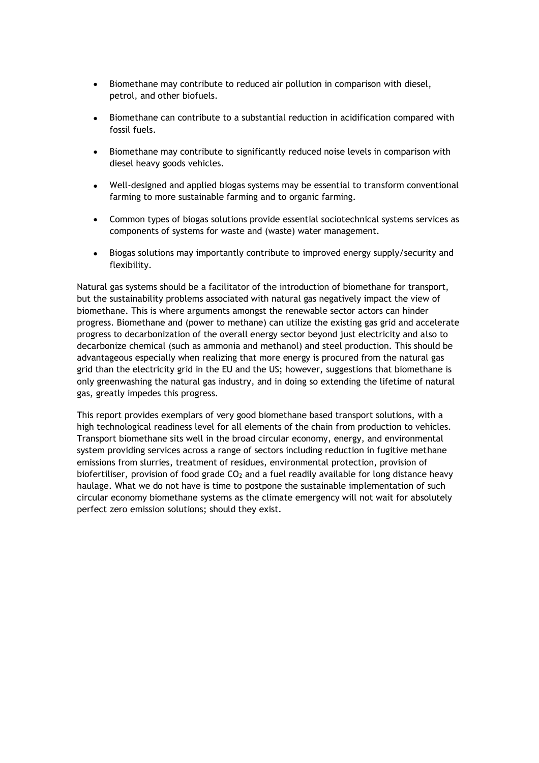- Biomethane may contribute to reduced air pollution in comparison with diesel, petrol, and other biofuels.
- Biomethane can contribute to a substantial reduction in acidification compared with fossil fuels.
- Biomethane may contribute to significantly reduced noise levels in comparison with diesel heavy goods vehicles.
- Well-designed and applied biogas systems may be essential to transform conventional farming to more sustainable farming and to organic farming.
- Common types of biogas solutions provide essential sociotechnical systems services as components of systems for waste and (waste) water management.
- Biogas solutions may importantly contribute to improved energy supply/security and flexibility.

Natural gas systems should be a facilitator of the introduction of biomethane for transport, but the sustainability problems associated with natural gas negatively impact the view of biomethane. This is where arguments amongst the renewable sector actors can hinder progress. Biomethane and (power to methane) can utilize the existing gas grid and accelerate progress to decarbonization of the overall energy sector beyond just electricity and also to decarbonize chemical (such as ammonia and methanol) and steel production. This should be advantageous especially when realizing that more energy is procured from the natural gas grid than the electricity grid in the EU and the US; however, suggestions that biomethane is only greenwashing the natural gas industry, and in doing so extending the lifetime of natural gas, greatly impedes this progress.

This report provides exemplars of very good biomethane based transport solutions, with a high technological readiness level for all elements of the chain from production to vehicles. Transport biomethane sits well in the broad circular economy, energy, and environmental system providing services across a range of sectors including reduction in fugitive methane emissions from slurries, treatment of residues, environmental protection, provision of biofertiliser, provision of food grade $CO_2$ and a fuel readily available for long distance heavy haulage. What we do not have is time to postpone the sustainable implementation of such circular economy biomethane systems as the climate emergency will not wait for absolutely perfect zero emission solutions; should they exist.